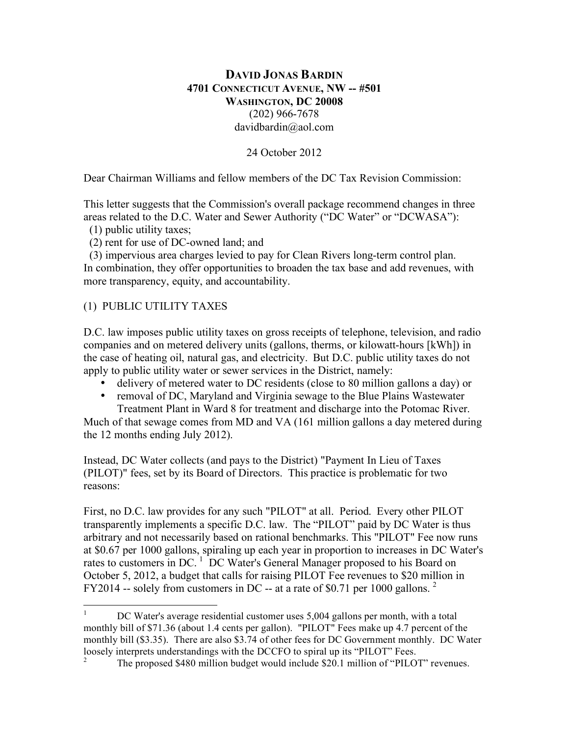**DAVID JONAS BARDIN**
**4701 CONNECTICUT AVENUE, NW -- #501**
**WASHINGTON, DC 20008**
(202) 966-7678
davidbardin@aol.com

24 October 2012

Dear Chairman Williams and fellow members of the DC Tax Revision Commission:

This letter suggests that the Commission's overall package recommend changes in three areas related to the D.C. Water and Sewer Authority ("DC Water" or "DCWASA"):
(1) public utility taxes;
(2) rent for use of DC-owned land; and
(3) impervious area charges levied to pay for Clean Rivers long-term control plan.
In combination, they offer opportunities to broaden the tax base and add revenues, with more transparency, equity, and accountability.

(1) PUBLIC UTILITY TAXES

D.C. law imposes public utility taxes on gross receipts of telephone, television, and radio companies and on metered delivery units (gallons, therms, or kilowatt-hours [kWh]) in the case of heating oil, natural gas, and electricity. But D.C. public utility taxes do not apply to public utility water or sewer services in the District, namely:

- delivery of metered water to DC residents (close to 80 million gallons a day) or
- removal of DC, Maryland and Virginia sewage to the Blue Plains Wastewater Treatment Plant in Ward 8 for treatment and discharge into the Potomac River.

Much of that sewage comes from MD and VA (161 million gallons a day metered during the 12 months ending July 2012).

Instead, DC Water collects (and pays to the District) "Payment In Lieu of Taxes (PILOT)" fees, set by its Board of Directors. This practice is problematic for two reasons:

First, no D.C. law provides for any such "PILOT" at all. Period. Every other PILOT transparently implements a specific D.C. law. The "PILOT" paid by DC Water is thus arbitrary and not necessarily based on rational benchmarks. This "PILOT" Fee now runs at $0.67 per 1000 gallons, spiraling up each year in proportion to increases in DC Water's rates to customers in DC.[1] DC Water's General Manager proposed to his Board on October 5, 2012, a budget that calls for raising PILOT Fee revenues to $20 million in FY2014 -- solely from customers in DC -- at a rate of $0.71 per 1000 gallons.[2]

---

[1] DC Water's average residential customer uses 5,004 gallons per month, with a total monthly bill of $71.36 (about 1.4 cents per gallon). "PILOT" Fees make up 4.7 percent of the monthly bill ($3.35). There are also $3.74 of other fees for DC Government monthly. DC Water loosely interprets understandings with the DCCFO to spiral up its "PILOT" Fees.

[2] The proposed $480 million budget would include $20.1 million of "PILOT" revenues.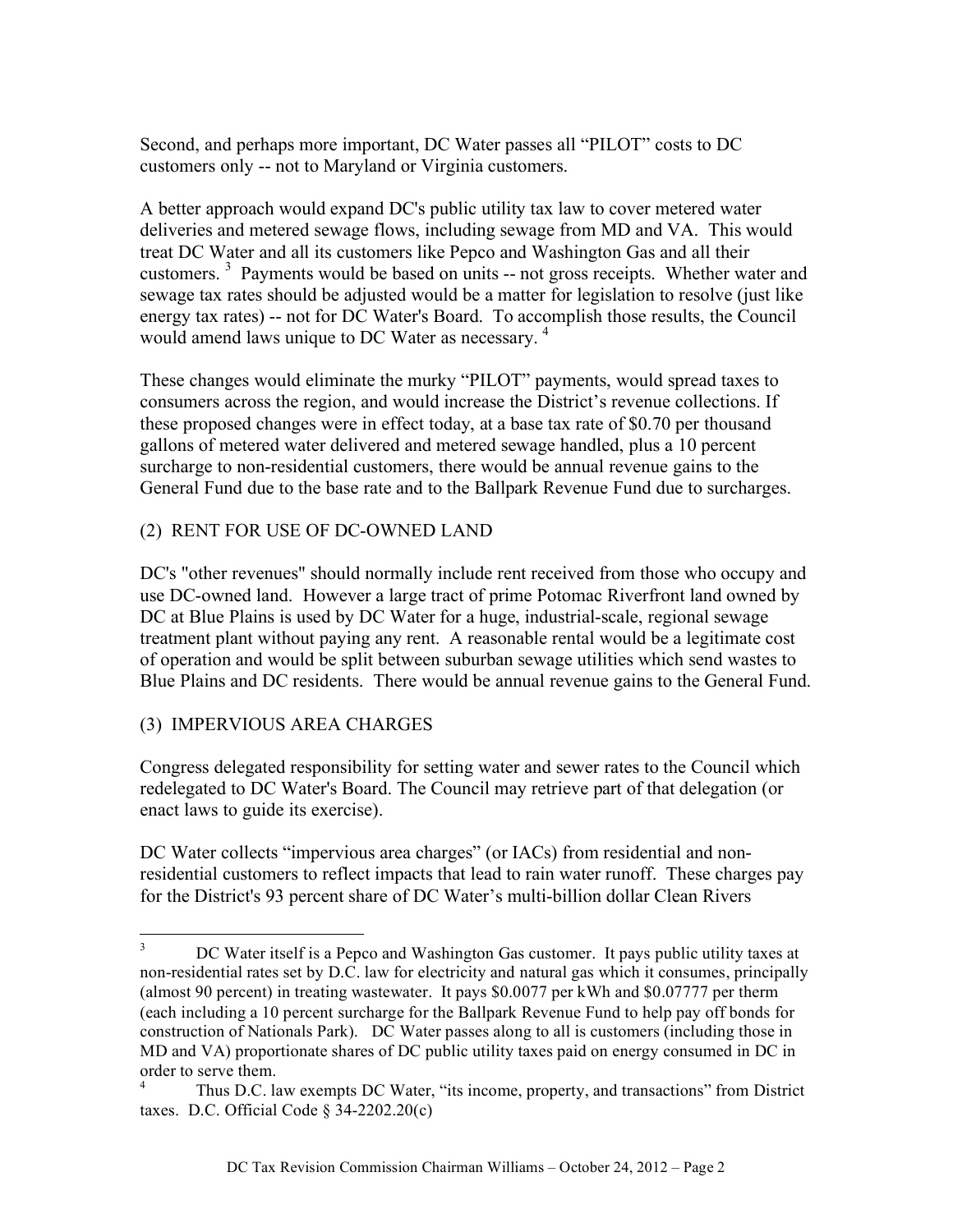Second, and perhaps more important, DC Water passes all "PILOT" costs to DC customers only -- not to Maryland or Virginia customers.

A better approach would expand DC's public utility tax law to cover metered water deliveries and metered sewage flows, including sewage from MD and VA. This would treat DC Water and all its customers like Pepco and Washington Gas and all their customers. [3] Payments would be based on units -- not gross receipts. Whether water and sewage tax rates should be adjusted would be a matter for legislation to resolve (just like energy tax rates) -- not for DC Water's Board. To accomplish those results, the Council would amend laws unique to DC Water as necessary. [4]

These changes would eliminate the murky "PILOT" payments, would spread taxes to consumers across the region, and would increase the District's revenue collections. If these proposed changes were in effect today, at a base tax rate of $0.70 per thousand gallons of metered water delivered and metered sewage handled, plus a 10 percent surcharge to non-residential customers, there would be annual revenue gains to the General Fund due to the base rate and to the Ballpark Revenue Fund due to surcharges.

## (2) RENT FOR USE OF DC-OWNED LAND

DC's "other revenues" should normally include rent received from those who occupy and use DC-owned land. However a large tract of prime Potomac Riverfront land owned by DC at Blue Plains is used by DC Water for a huge, industrial-scale, regional sewage treatment plant without paying any rent. A reasonable rental would be a legitimate cost of operation and would be split between suburban sewage utilities which send wastes to Blue Plains and DC residents. There would be annual revenue gains to the General Fund.

## (3) IMPERVIOUS AREA CHARGES

Congress delegated responsibility for setting water and sewer rates to the Council which redelegated to DC Water's Board. The Council may retrieve part of that delegation (or enact laws to guide its exercise).

DC Water collects "impervious area charges" (or IACs) from residential and non-residential customers to reflect impacts that lead to rain water runoff. These charges pay for the District's 93 percent share of DC Water's multi-billion dollar Clean Rivers

---

[3] DC Water itself is a Pepco and Washington Gas customer. It pays public utility taxes at non-residential rates set by D.C. law for electricity and natural gas which it consumes, principally (almost 90 percent) in treating wastewater. It pays $0.0077 per kWh and $0.07777 per therm (each including a 10 percent surcharge for the Ballpark Revenue Fund to help pay off bonds for construction of Nationals Park). DC Water passes along to all is customers (including those in MD and VA) proportionate shares of DC public utility taxes paid on energy consumed in DC in order to serve them.

[4] Thus D.C. law exempts DC Water, "its income, property, and transactions" from District taxes. D.C. Official Code § 34-2202.20(c)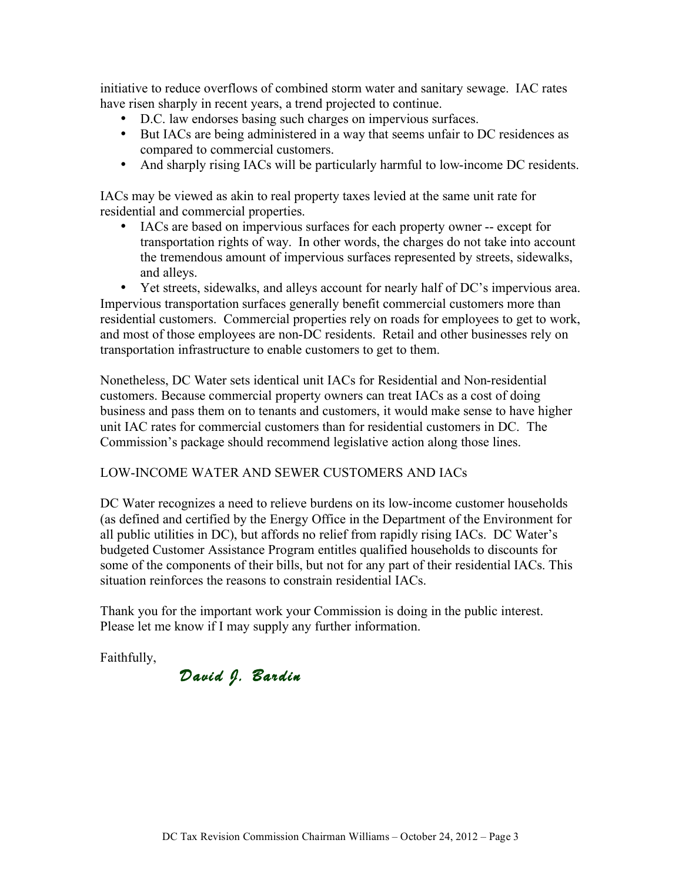initiative to reduce overflows of combined storm water and sanitary sewage. IAC rates have risen sharply in recent years, a trend projected to continue.

- D.C. law endorses basing such charges on impervious surfaces.
- But IACs are being administered in a way that seems unfair to DC residences as compared to commercial customers.
- And sharply rising IACs will be particularly harmful to low-income DC residents.

IACs may be viewed as akin to real property taxes levied at the same unit rate for residential and commercial properties.

- IACs are based on impervious surfaces for each property owner -- except for transportation rights of way. In other words, the charges do not take into account the tremendous amount of impervious surfaces represented by streets, sidewalks, and alleys.
- Yet streets, sidewalks, and alleys account for nearly half of DC's impervious area.

Impervious transportation surfaces generally benefit commercial customers more than residential customers. Commercial properties rely on roads for employees to get to work, and most of those employees are non-DC residents. Retail and other businesses rely on transportation infrastructure to enable customers to get to them.

Nonetheless, DC Water sets identical unit IACs for Residential and Non-residential customers. Because commercial property owners can treat IACs as a cost of doing business and pass them on to tenants and customers, it would make sense to have higher unit IAC rates for commercial customers than for residential customers in DC. The Commission's package should recommend legislative action along those lines.

LOW-INCOME WATER AND SEWER CUSTOMERS AND IACs

DC Water recognizes a need to relieve burdens on its low-income customer households (as defined and certified by the Energy Office in the Department of the Environment for all public utilities in DC), but affords no relief from rapidly rising IACs. DC Water's budgeted Customer Assistance Program entitles qualified households to discounts for some of the components of their bills, but not for any part of their residential IACs. This situation reinforces the reasons to constrain residential IACs.

Thank you for the important work your Commission is doing in the public interest. Please let me know if I may supply any further information.

Faithfully,

*David J. Bardin*